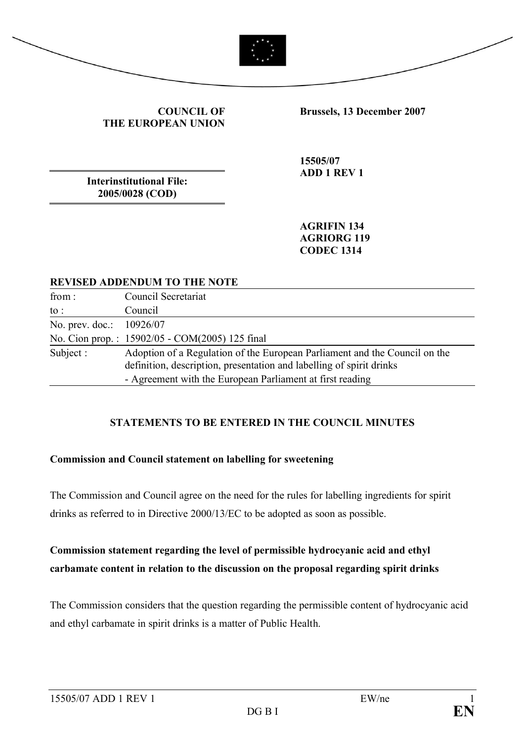**COUNCIL OF THE EUROPEAN UNION**

**Brussels, 13 December 2007**

**Interinstitutional File: 2005/0028 (COD)**

**15505/07**
**ADD 1 REV 1**

**AGRIFIN 134**
**AGRIORG 119**
**CODEC 1314**

**REVISED ADDENDUM TO THE NOTE**

| | |
|---|---|
| from : | Council Secretariat |
| to : | Council |
| No. prev. doc.: | 10926/07 |
| No. Cion prop. : | 15902/05 - COM(2005) 125 final |
| Subject : | Adoption of a Regulation of the European Parliament and the Council on the definition, description, presentation and labelling of spirit drinks<br>- Agreement with the European Parliament at first reading |

**STATEMENTS TO BE ENTERED IN THE COUNCIL MINUTES**

**Commission and Council statement on labelling for sweetening**

The Commission and Council agree on the need for the rules for labelling ingredients for spirit drinks as referred to in Directive 2000/13/EC to be adopted as soon as possible.

**Commission statement regarding the level of permissible hydrocyanic acid and ethyl carbamate content in relation to the discussion on the proposal regarding spirit drinks**

The Commission considers that the question regarding the permissible content of hydrocyanic acid and ethyl carbamate in spirit drinks is a matter of Public Health.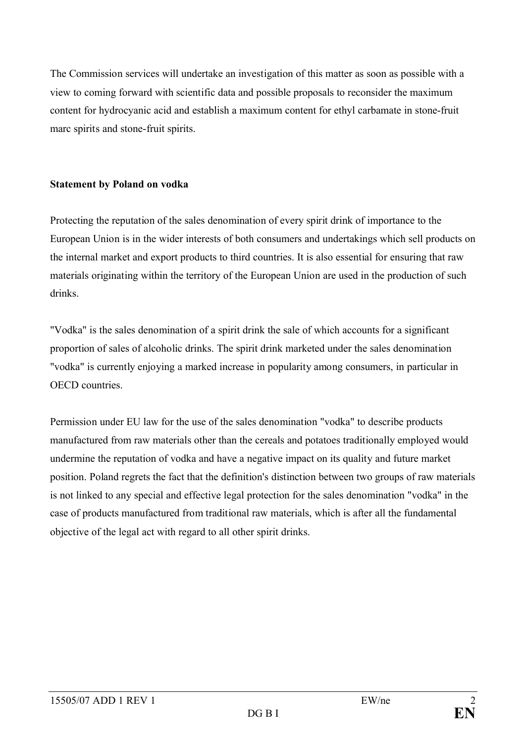The Commission services will undertake an investigation of this matter as soon as possible with a view to coming forward with scientific data and possible proposals to reconsider the maximum content for hydrocyanic acid and establish a maximum content for ethyl carbamate in stone-fruit marc spirits and stone-fruit spirits.

**Statement by Poland on vodka**

Protecting the reputation of the sales denomination of every spirit drink of importance to the European Union is in the wider interests of both consumers and undertakings which sell products on the internal market and export products to third countries. It is also essential for ensuring that raw materials originating within the territory of the European Union are used in the production of such drinks.

"Vodka" is the sales denomination of a spirit drink the sale of which accounts for a significant proportion of sales of alcoholic drinks. The spirit drink marketed under the sales denomination "vodka" is currently enjoying a marked increase in popularity among consumers, in particular in OECD countries.

Permission under EU law for the use of the sales denomination "vodka" to describe products manufactured from raw materials other than the cereals and potatoes traditionally employed would undermine the reputation of vodka and have a negative impact on its quality and future market position. Poland regrets the fact that the definition's distinction between two groups of raw materials is not linked to any special and effective legal protection for the sales denomination "vodka" in the case of products manufactured from traditional raw materials, which is after all the fundamental objective of the legal act with regard to all other spirit drinks.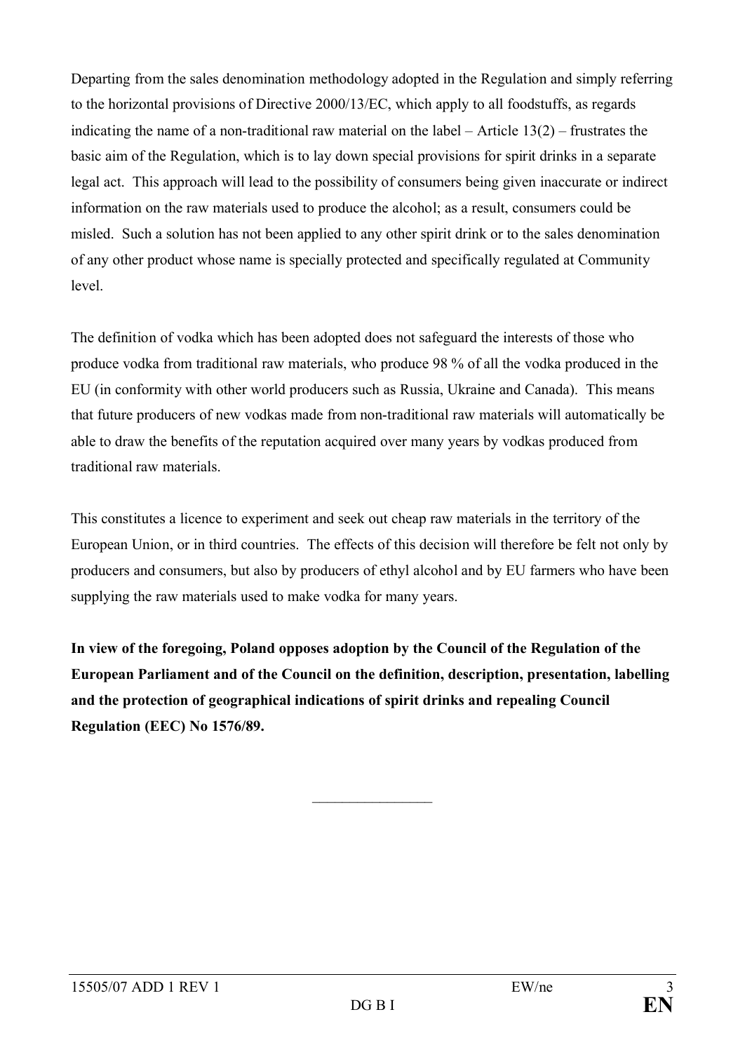Departing from the sales denomination methodology adopted in the Regulation and simply referring to the horizontal provisions of Directive 2000/13/EC, which apply to all foodstuffs, as regards indicating the name of a non-traditional raw material on the label – Article 13(2) – frustrates the basic aim of the Regulation, which is to lay down special provisions for spirit drinks in a separate legal act. This approach will lead to the possibility of consumers being given inaccurate or indirect information on the raw materials used to produce the alcohol; as a result, consumers could be misled. Such a solution has not been applied to any other spirit drink or to the sales denomination of any other product whose name is specially protected and specifically regulated at Community level.

The definition of vodka which has been adopted does not safeguard the interests of those who produce vodka from traditional raw materials, who produce 98 % of all the vodka produced in the EU (in conformity with other world producers such as Russia, Ukraine and Canada). This means that future producers of new vodkas made from non-traditional raw materials will automatically be able to draw the benefits of the reputation acquired over many years by vodkas produced from traditional raw materials.

This constitutes a licence to experiment and seek out cheap raw materials in the territory of the European Union, or in third countries. The effects of this decision will therefore be felt not only by producers and consumers, but also by producers of ethyl alcohol and by EU farmers who have been supplying the raw materials used to make vodka for many years.

**In view of the foregoing, Poland opposes adoption by the Council of the Regulation of the European Parliament and of the Council on the definition, description, presentation, labelling and the protection of geographical indications of spirit drinks and repealing Council Regulation (EEC) No 1576/89.**

________________